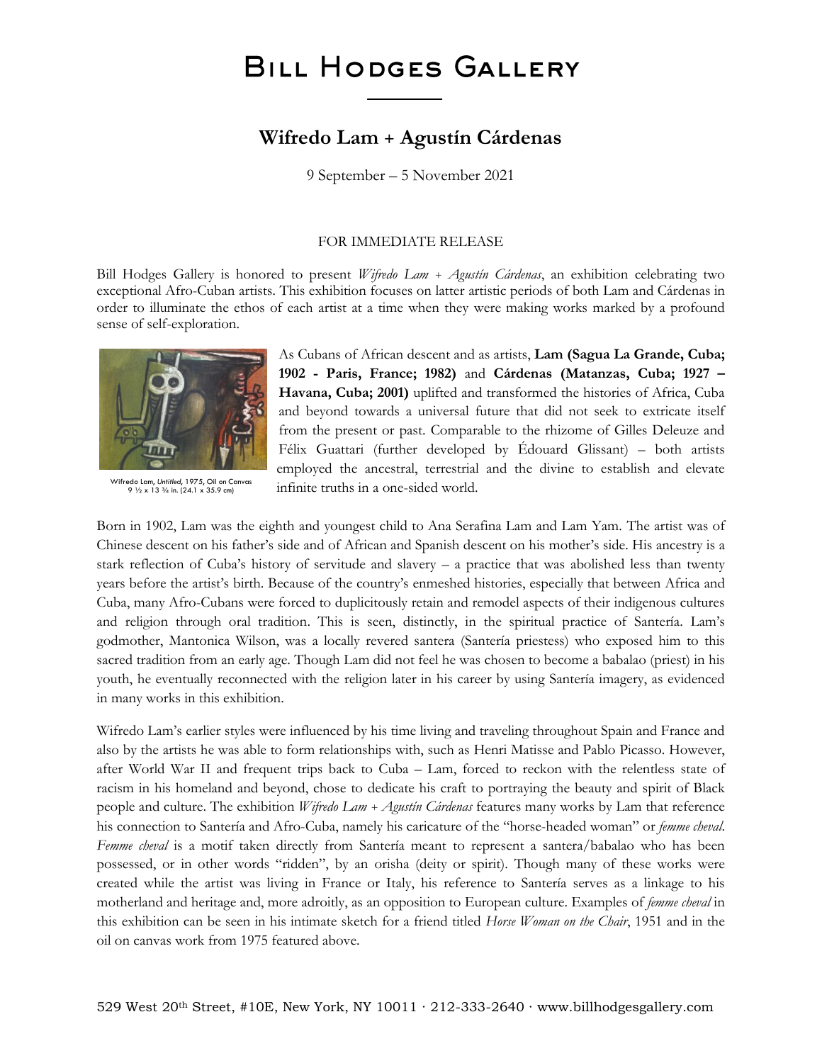# Bill Hodges Gallery

## Wifredo Lam + Agustín Cárdenas

9 September – 5 November 2021

FOR IMMEDIATE RELEASE

Bill Hodges Gallery is honored to present *Wifredo Lam + Agustín Cárdenas*, an exhibition celebrating two exceptional Afro-Cuban artists. This exhibition focuses on latter artistic periods of both Lam and Cárdenas in order to illuminate the ethos of each artist at a time when they were making works marked by a profound sense of self-exploration.

Wifredo Lam, *Untitled*, 1975, Oil on Canvas 9 ½ x 13 ¾ in. (24.1 x 35.9 cm)

As Cubans of African descent and as artists, **Lam (Sagua La Grande, Cuba; 1902 - Paris, France; 1982)** and **Cárdenas (Matanzas, Cuba; 1927 – Havana, Cuba; 2001)** uplifted and transformed the histories of Africa, Cuba and beyond towards a universal future that did not seek to extricate itself from the present or past. Comparable to the rhizome of Gilles Deleuze and Félix Guattari (further developed by Édouard Glissant) – both artists employed the ancestral, terrestrial and the divine to establish and elevate infinite truths in a one-sided world.

Born in 1902, Lam was the eighth and youngest child to Ana Serafina Lam and Lam Yam. The artist was of Chinese descent on his father's side and of African and Spanish descent on his mother's side. His ancestry is a stark reflection of Cuba's history of servitude and slavery – a practice that was abolished less than twenty years before the artist's birth. Because of the country's enmeshed histories, especially that between Africa and Cuba, many Afro-Cubans were forced to duplicitously retain and remodel aspects of their indigenous cultures and religion through oral tradition. This is seen, distinctly, in the spiritual practice of Santería. Lam's godmother, Mantonica Wilson, was a locally revered santera (Santería priestess) who exposed him to this sacred tradition from an early age. Though Lam did not feel he was chosen to become a babalao (priest) in his youth, he eventually reconnected with the religion later in his career by using Santería imagery, as evidenced in many works in this exhibition.

Wifredo Lam's earlier styles were influenced by his time living and traveling throughout Spain and France and also by the artists he was able to form relationships with, such as Henri Matisse and Pablo Picasso. However, after World War II and frequent trips back to Cuba – Lam, forced to reckon with the relentless state of racism in his homeland and beyond, chose to dedicate his craft to portraying the beauty and spirit of Black people and culture. The exhibition *Wifredo Lam + Agustín Cárdenas* features many works by Lam that reference his connection to Santería and Afro-Cuba, namely his caricature of the "horse-headed woman" or *femme cheval*. *Femme cheval* is a motif taken directly from Santería meant to represent a santera/babalao who has been possessed, or in other words "ridden", by an orisha (deity or spirit). Though many of these works were created while the artist was living in France or Italy, his reference to Santería serves as a linkage to his motherland and heritage and, more adroitly, as an opposition to European culture. Examples of *femme cheval* in this exhibition can be seen in his intimate sketch for a friend titled *Horse Woman on the Chair*, 1951 and in the oil on canvas work from 1975 featured above.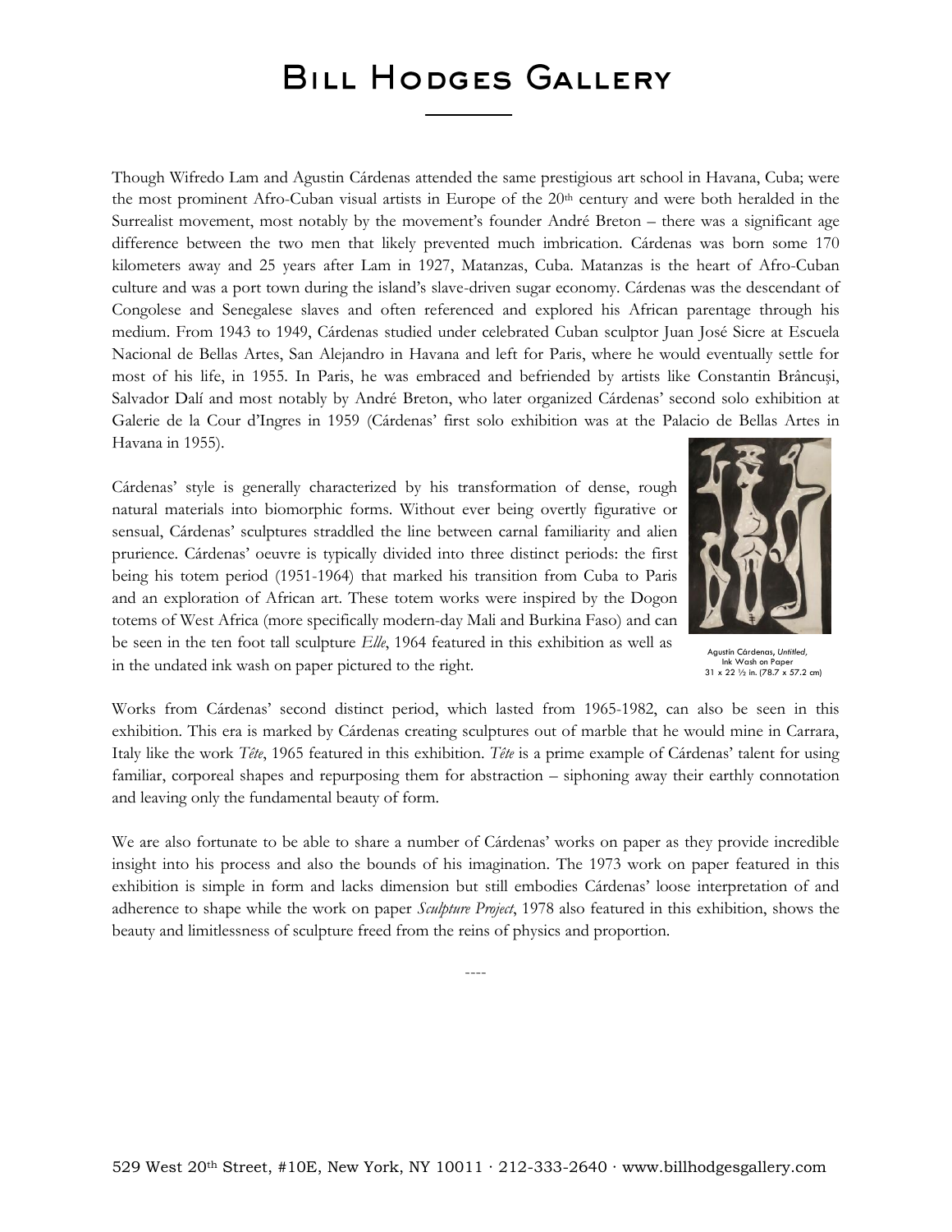# Bill Hodges Gallery

Though Wifredo Lam and Agustin Cárdenas attended the same prestigious art school in Havana, Cuba; were the most prominent Afro-Cuban visual artists in Europe of the 20th century and were both heralded in the Surrealist movement, most notably by the movement's founder André Breton – there was a significant age difference between the two men that likely prevented much imbrication. Cárdenas was born some 170 kilometers away and 25 years after Lam in 1927, Matanzas, Cuba. Matanzas is the heart of Afro-Cuban culture and was a port town during the island's slave-driven sugar economy. Cárdenas was the descendant of Congolese and Senegalese slaves and often referenced and explored his African parentage through his medium. From 1943 to 1949, Cárdenas studied under celebrated Cuban sculptor Juan José Sicre at Escuela Nacional de Bellas Artes, San Alejandro in Havana and left for Paris, where he would eventually settle for most of his life, in 1955. In Paris, he was embraced and befriended by artists like Constantin Brâncuși, Salvador Dalí and most notably by André Breton, who later organized Cárdenas' second solo exhibition at Galerie de la Cour d'Ingres in 1959 (Cárdenas' first solo exhibition was at the Palacio de Bellas Artes in Havana in 1955).

Cárdenas' style is generally characterized by his transformation of dense, rough natural materials into biomorphic forms. Without ever being overtly figurative or sensual, Cárdenas' sculptures straddled the line between carnal familiarity and alien prurience. Cárdenas' oeuvre is typically divided into three distinct periods: the first being his totem period (1951-1964) that marked his transition from Cuba to Paris and an exploration of African art. These totem works were inspired by the Dogon totems of West Africa (more specifically modern-day Mali and Burkina Faso) and can be seen in the ten foot tall sculpture *Elle*, 1964 featured in this exhibition as well as in the undated ink wash on paper pictured to the right.

Agustin Cárdenas, *Untitled*, Ink Wash on Paper 31 x 22 ½ in. (78.7 x 57.2 cm)

Works from Cárdenas' second distinct period, which lasted from 1965-1982, can also be seen in this exhibition. This era is marked by Cárdenas creating sculptures out of marble that he would mine in Carrara, Italy like the work *Tête*, 1965 featured in this exhibition. *Tête* is a prime example of Cárdenas' talent for using familiar, corporeal shapes and repurposing them for abstraction – siphoning away their earthly connotation and leaving only the fundamental beauty of form.

We are also fortunate to be able to share a number of Cárdenas' works on paper as they provide incredible insight into his process and also the bounds of his imagination. The 1973 work on paper featured in this exhibition is simple in form and lacks dimension but still embodies Cárdenas' loose interpretation of and adherence to shape while the work on paper *Sculpture Project*, 1978 also featured in this exhibition, shows the beauty and limitlessness of sculpture freed from the reins of physics and proportion.

----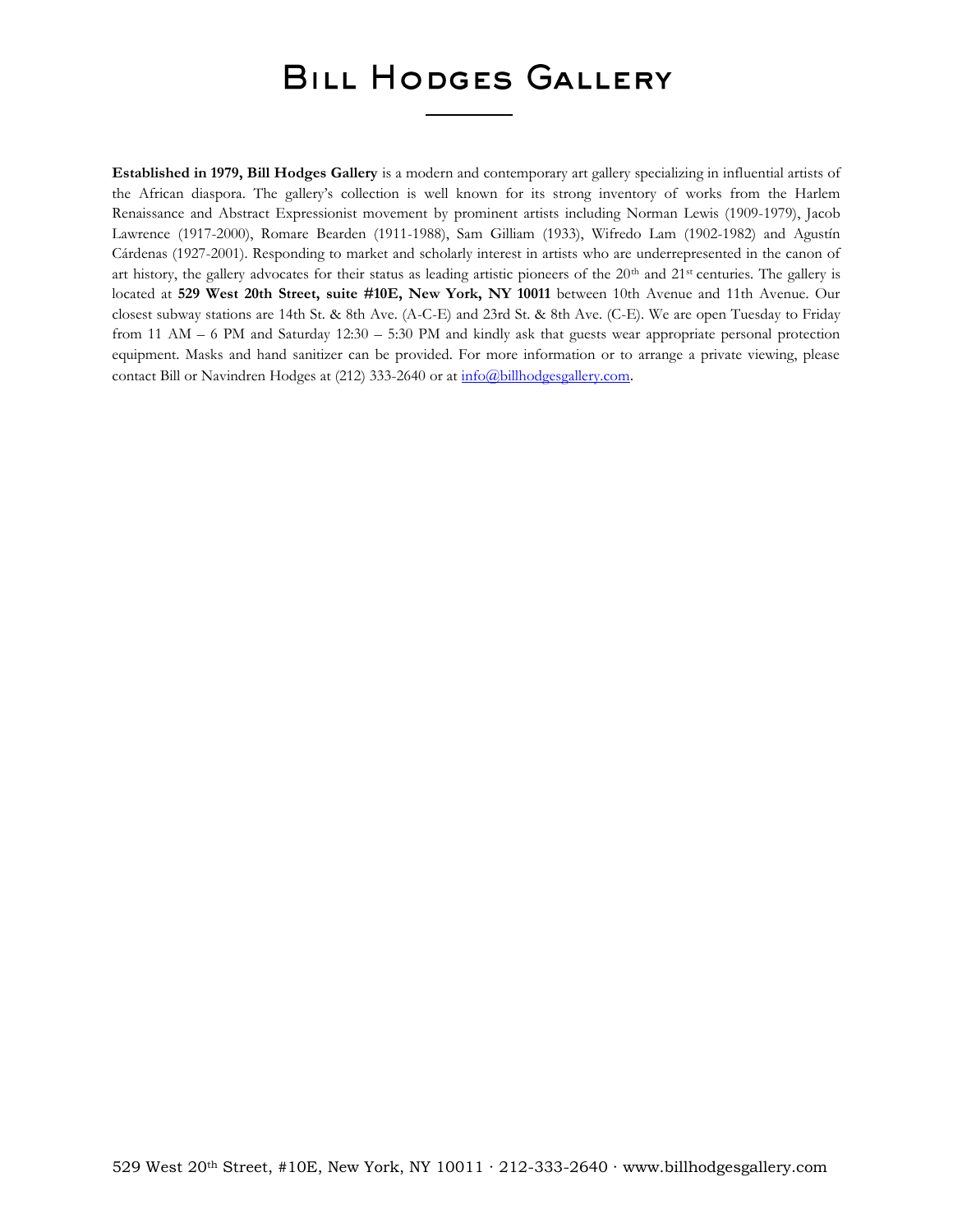# Bill Hodges Gallery

**Established in 1979, Bill Hodges Gallery** is a modern and contemporary art gallery specializing in influential artists of the African diaspora. The gallery's collection is well known for its strong inventory of works from the Harlem Renaissance and Abstract Expressionist movement by prominent artists including Norman Lewis (1909-1979), Jacob Lawrence (1917-2000), Romare Bearden (1911-1988), Sam Gilliam (1933), Wifredo Lam (1902-1982) and Agustín Cárdenas (1927-2001). Responding to market and scholarly interest in artists who are underrepresented in the canon of art history, the gallery advocates for their status as leading artistic pioneers of the 20th and 21st centuries. The gallery is located at **529 West 20th Street, suite #10E, New York, NY 10011** between 10th Avenue and 11th Avenue. Our closest subway stations are 14th St. & 8th Ave. (A-C-E) and 23rd St. & 8th Ave. (C-E). We are open Tuesday to Friday from 11 AM – 6 PM and Saturday 12:30 – 5:30 PM and kindly ask that guests wear appropriate personal protection equipment. Masks and hand sanitizer can be provided. For more information or to arrange a private viewing, please contact Bill or Navindren Hodges at (212) 333-2640 or at info@billhodgesgallery.com.